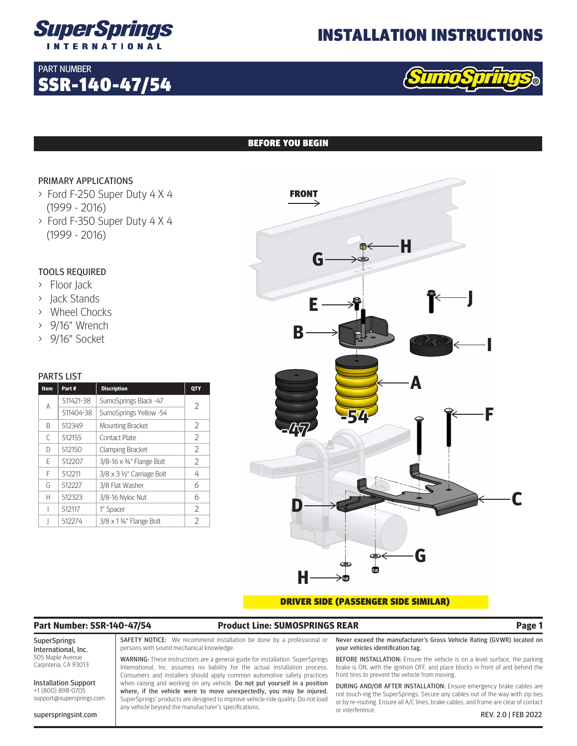# SuperSprings INTERNATIONAL

# INSTALLATION INSTRUCTIONS

PART NUMBER
## SSR-140-47/54

SumoSprings®

## BEFORE YOU BEGIN

### PRIMARY APPLICATIONS

- Ford F-250 Super Duty 4 X 4 (1999 - 2016)
- Ford F-350 Super Duty 4 X 4 (1999 - 2016)

### TOOLS REQUIRED

- Floor Jack
- Jack Stands
- Wheel Chocks
- 9/16" Wrench
- 9/16" Socket

### PARTS LIST

| Item | Part # | Discription | QTY |
|---|---|---|---|
| A | 511421-38 | SumoSprings Black -47 | 2 |
| | 511404-38 | SumoSprings Yellow -54 | |
| B | 512349 | Mounting Bracket | 2 |
| C | 512155 | Contact Plate | 2 |
| D | 512150 | Clamping Bracket | 2 |
| E | 512207 | 3/8-16 x ¾" Flange Bolt | 2 |
| F | 512211 | 3/8 x 3 ½" Carriage Bolt | 4 |
| G | 512227 | 3/8 Flat Washer | 6 |
| H | 512323 | 3/8-16 Nyloc Nut | 6 |
| I | 512117 | 1" Spacer | 2 |
| J | 512274 | 3/8 x 1 ¾" Flange Bolt | 2 |

FRONT

DRIVER SIDE (PASSENGER SIDE SIMILAR)

**Part Number: SSR-140-47/54** **Product Line: SUMOSPRINGS REAR**

SuperSprings International, Inc.
505 Maple Avenue
Carpnteria, CA 93013

Installation Support
+1 (800) 898-0705
support@supersprings.com

superspringsint.com

SAFETY NOTICE: We recommend installation be done by a professional or persons with sound mechanical knowledge.

WARNING: These instructions are a general guide for installation. SuperSprings International, Inc. assumes no liability for the actual installation process. Consumers and installers should apply common automotive safety practices when raising and working on any vehicle. **Do not put yourself in a position where, if the vehicle were to move unexpectedly, you may be injured.** SuperSprings' products are designed to improve vehicle ride quality. Do not load any vehicle beyond the manufacturer's specifications.

**Never exceed the manufacturer's Gross Vehicle Rating (GVWR) located on your vehicles identification tag.**

BEFORE INSTALLATION: Ensure the vehicle is on a level surface, the parking brake is ON, with the ignition OFF, and place blocks in front of and behind the front tires to prevent the vehicle from moving.

DURING AND/OR AFTER INSTALLATION: Ensure emergency brake cables are not touch-ing the SuperSprings. Secure any cables out of the way with zip ties or by re-routing. Ensure all A/C lines, brake cables, and frame are clear of contact or interference.

REV. 2.0 | FEB 2022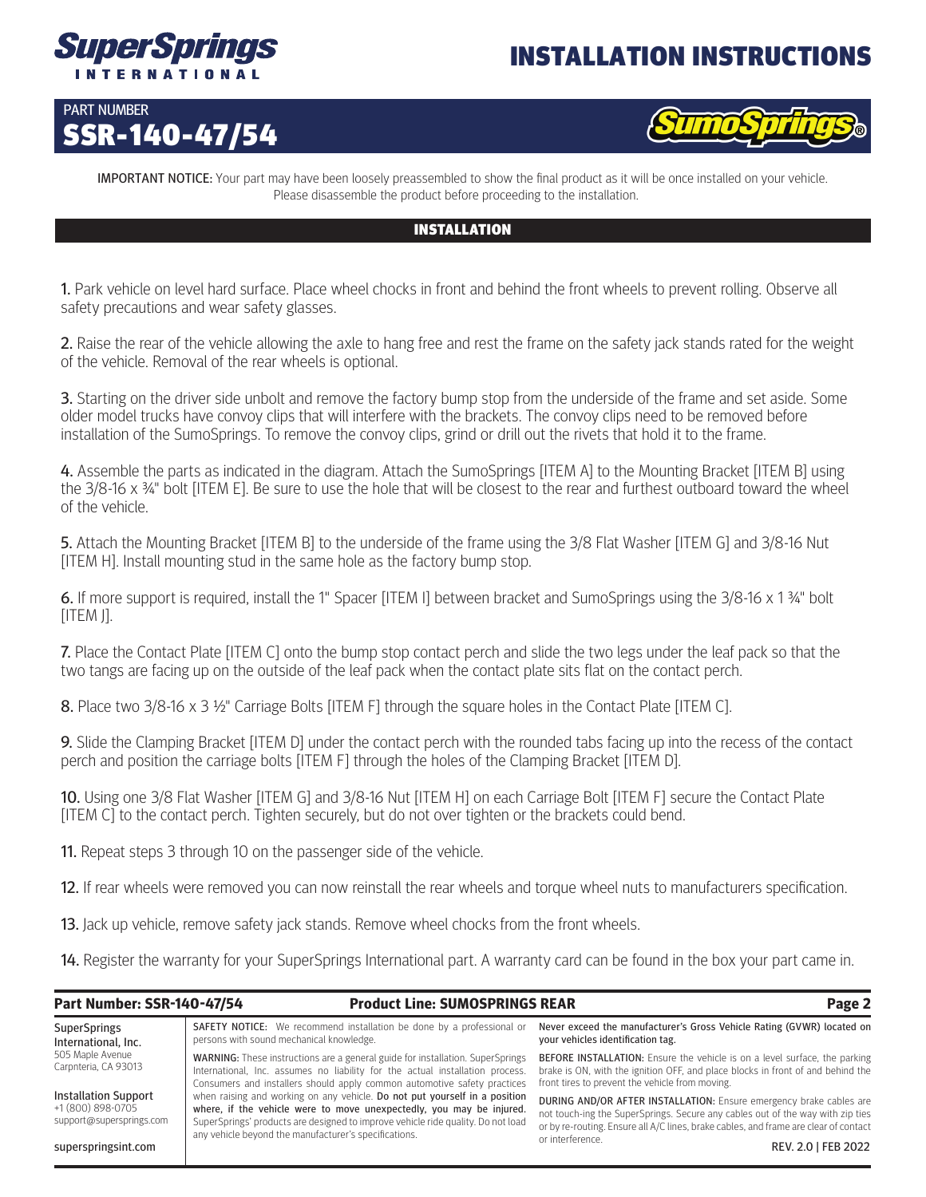# INSTALLATION INSTRUCTIONS

PART NUMBER
**SSR-140-47/54**

**IMPORTANT NOTICE:** Your part may have been loosely preassembled to show the final product as it will be once installed on your vehicle. Please disassemble the product before proceeding to the installation.

## INSTALLATION

**1.** Park vehicle on level hard surface. Place wheel chocks in front and behind the front wheels to prevent rolling. Observe all safety precautions and wear safety glasses.

**2.** Raise the rear of the vehicle allowing the axle to hang free and rest the frame on the safety jack stands rated for the weight of the vehicle. Removal of the rear wheels is optional.

**3.** Starting on the driver side unbolt and remove the factory bump stop from the underside of the frame and set aside. Some older model trucks have convoy clips that will interfere with the brackets. The convoy clips need to be removed before installation of the SumoSprings. To remove the convoy clips, grind or drill out the rivets that hold it to the frame.

**4.** Assemble the parts as indicated in the diagram. Attach the SumoSprings [ITEM A] to the Mounting Bracket [ITEM B] using the 3/8-16 x ¾" bolt [ITEM E]. Be sure to use the hole that will be closest to the rear and furthest outboard toward the wheel of the vehicle.

**5.** Attach the Mounting Bracket [ITEM B] to the underside of the frame using the 3/8 Flat Washer [ITEM G] and 3/8-16 Nut [ITEM H]. Install mounting stud in the same hole as the factory bump stop.

**6.** If more support is required, install the 1" Spacer [ITEM I] between bracket and SumoSprings using the 3/8-16 x 1 ¾" bolt [ITEM J].

**7.** Place the Contact Plate [ITEM C] onto the bump stop contact perch and slide the two legs under the leaf pack so that the two tangs are facing up on the outside of the leaf pack when the contact plate sits flat on the contact perch.

**8.** Place two 3/8-16 x 3 ½" Carriage Bolts [ITEM F] through the square holes in the Contact Plate [ITEM C].

**9.** Slide the Clamping Bracket [ITEM D] under the contact perch with the rounded tabs facing up into the recess of the contact perch and position the carriage bolts [ITEM F] through the holes of the Clamping Bracket [ITEM D].

**10.** Using one 3/8 Flat Washer [ITEM G] and 3/8-16 Nut [ITEM H] on each Carriage Bolt [ITEM F] secure the Contact Plate [ITEM C] to the contact perch. Tighten securely, but do not over tighten or the brackets could bend.

**11.** Repeat steps 3 through 10 on the passenger side of the vehicle.

**12.** If rear wheels were removed you can now reinstall the rear wheels and torque wheel nuts to manufacturers specification.

**13.** Jack up vehicle, remove safety jack stands. Remove wheel chocks from the front wheels.

**14.** Register the warranty for your SuperSprings International part. A warranty card can be found in the box your part came in.

**Part Number: SSR-140-47/54** | **Product Line: SUMOSPRINGS REAR**

SuperSprings International, Inc.
505 Maple Avenue
Carpnteria, CA 93013

Installation Support
+1 (800) 898-0705
support@supersprings.com

superspringsint.com

**SAFETY NOTICE:** We recommend installation be done by a professional or persons with sound mechanical knowledge.

**WARNING:** These instructions are a general guide for installation. SuperSprings International, Inc. assumes no liability for the actual installation process. Consumers and installers should apply common automotive safety practices when raising and working on any vehicle. **Do not put yourself in a position where, if the vehicle were to move unexpectedly, you may be injured.** SuperSprings' products are designed to improve vehicle ride quality. Do not load any vehicle beyond the manufacturer's specifications.

**Never exceed the manufacturer's Gross Vehicle Rating (GVWR) located on your vehicles identification tag.**

**BEFORE INSTALLATION:** Ensure the vehicle is on a level surface, the parking brake is ON, with the ignition OFF, and place blocks in front of and behind the front tires to prevent the vehicle from moving.

**DURING AND/OR AFTER INSTALLATION:** Ensure emergency brake cables are not touch-ing the SuperSprings. Secure any cables out of the way with zip ties or by re-routing. Ensure all A/C lines, brake cables, and frame are clear of contact or interference.

REV. 2.0 | FEB 2022